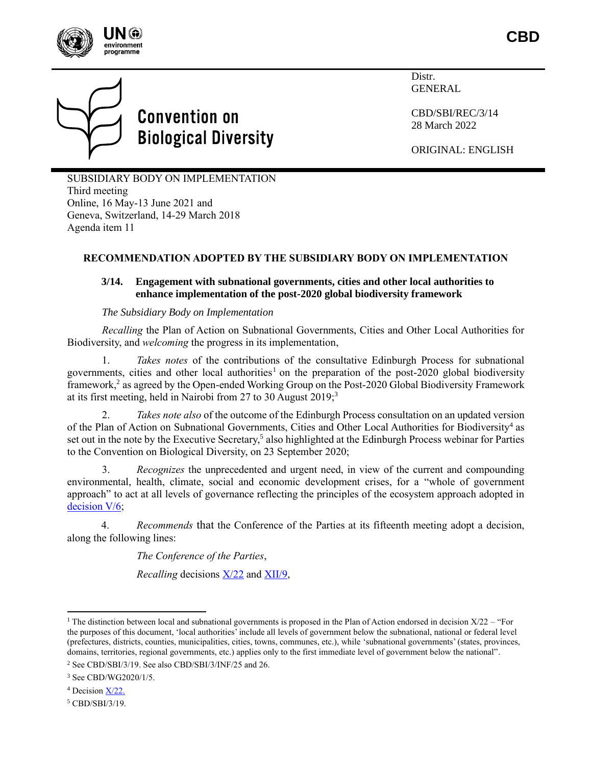CBD

Distr.
GENERAL

CBD/SBI/REC/3/14
28 March 2022

ORIGINAL: ENGLISH

Convention on Biological Diversity

SUBSIDIARY BODY ON IMPLEMENTATION
Third meeting
Online, 16 May-13 June 2021 and
Geneva, Switzerland, 14-29 March 2018
Agenda item 11

## RECOMMENDATION ADOPTED BY THE SUBSIDIARY BODY ON IMPLEMENTATION

### 3/14. Engagement with subnational governments, cities and other local authorities to enhance implementation of the post-2020 global biodiversity framework

*The Subsidiary Body on Implementation*

*Recalling* the Plan of Action on Subnational Governments, Cities and Other Local Authorities for Biodiversity, and *welcoming* the progress in its implementation,

1. *Takes notes* of the contributions of the consultative Edinburgh Process for subnational governments, cities and other local authorities[1] on the preparation of the post-2020 global biodiversity framework,[2] as agreed by the Open-ended Working Group on the Post-2020 Global Biodiversity Framework at its first meeting, held in Nairobi from 27 to 30 August 2019;[3]

2. *Takes note also* of the outcome of the Edinburgh Process consultation on an updated version of the Plan of Action on Subnational Governments, Cities and Other Local Authorities for Biodiversity[4] as set out in the note by the Executive Secretary,[5] also highlighted at the Edinburgh Process webinar for Parties to the Convention on Biological Diversity, on 23 September 2020;

3. *Recognizes* the unprecedented and urgent need, in view of the current and compounding environmental, health, climate, social and economic development crises, for a "whole of government approach" to act at all levels of governance reflecting the principles of the ecosystem approach adopted in decision V/6;

4. *Recommends* that the Conference of the Parties at its fifteenth meeting adopt a decision, along the following lines:

*The Conference of the Parties*,

*Recalling* decisions X/22 and XII/9,

---

[1] The distinction between local and subnational governments is proposed in the Plan of Action endorsed in decision X/22 – "For the purposes of this document, 'local authorities' include all levels of government below the subnational, national or federal level (prefectures, districts, counties, municipalities, cities, towns, communes, etc.), while 'subnational governments' (states, provinces, domains, territories, regional governments, etc.) applies only to the first immediate level of government below the national".

[2] See CBD/SBI/3/19. See also CBD/SBI/3/INF/25 and 26.

[3] See CBD/WG2020/1/5.

[4] Decision X/22.

[5] CBD/SBI/3/19.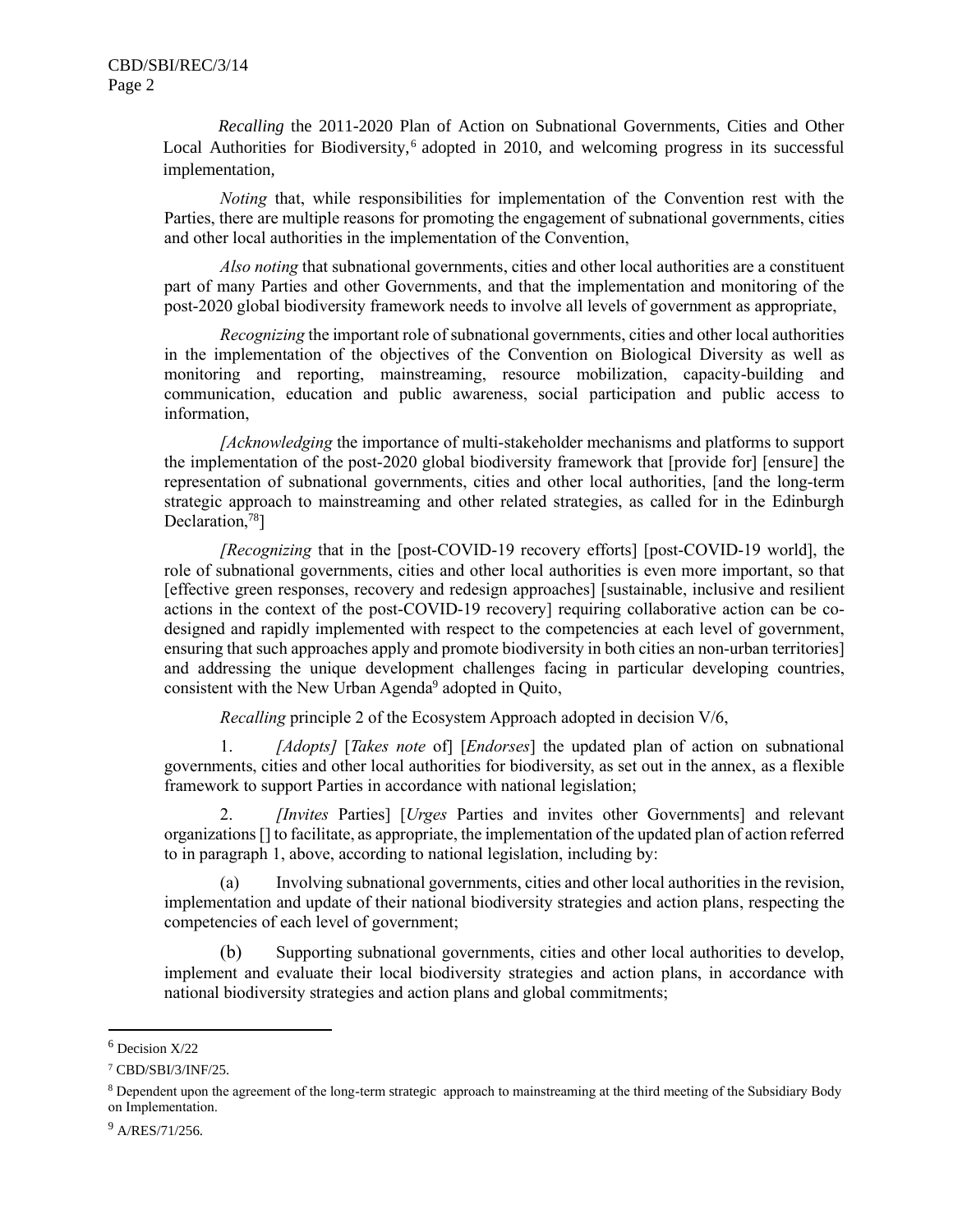*Recalling* the 2011-2020 Plan of Action on Subnational Governments, Cities and Other Local Authorities for Biodiversity,[6] adopted in 2010, and welcoming progress in its successful implementation,

*Noting* that, while responsibilities for implementation of the Convention rest with the Parties, there are multiple reasons for promoting the engagement of subnational governments, cities and other local authorities in the implementation of the Convention,

*Also noting* that subnational governments, cities and other local authorities are a constituent part of many Parties and other Governments, and that the implementation and monitoring of the post-2020 global biodiversity framework needs to involve all levels of government as appropriate,

*Recognizing* the important role of subnational governments, cities and other local authorities in the implementation of the objectives of the Convention on Biological Diversity as well as monitoring and reporting, mainstreaming, resource mobilization, capacity-building and communication, education and public awareness, social participation and public access to information,

*[Acknowledging* the importance of multi-stakeholder mechanisms and platforms to support the implementation of the post-2020 global biodiversity framework that [provide for] [ensure] the representation of subnational governments, cities and other local authorities, [and the long-term strategic approach to mainstreaming and other related strategies, as called for in the Edinburgh Declaration,[7][8]]

*[Recognizing* that in the [post-COVID-19 recovery efforts] [post-COVID-19 world], the role of subnational governments, cities and other local authorities is even more important, so that [effective green responses, recovery and redesign approaches] [sustainable, inclusive and resilient actions in the context of the post-COVID-19 recovery] requiring collaborative action can be co-designed and rapidly implemented with respect to the competencies at each level of government, ensuring that such approaches apply and promote biodiversity in both cities an non-urban territories] and addressing the unique development challenges facing in particular developing countries, consistent with the New Urban Agenda[9] adopted in Quito,

*Recalling* principle 2 of the Ecosystem Approach adopted in decision V/6,

1. *[Adopts]* [*Takes note* of] [*Endorses*] the updated plan of action on subnational governments, cities and other local authorities for biodiversity, as set out in the annex, as a flexible framework to support Parties in accordance with national legislation;

2. *[Invites* Parties] [*Urges* Parties and invites other Governments] and relevant organizations [] to facilitate, as appropriate, the implementation of the updated plan of action referred to in paragraph 1, above, according to national legislation, including by:

(a) Involving subnational governments, cities and other local authorities in the revision, implementation and update of their national biodiversity strategies and action plans, respecting the competencies of each level of government;

(b) Supporting subnational governments, cities and other local authorities to develop, implement and evaluate their local biodiversity strategies and action plans, in accordance with national biodiversity strategies and action plans and global commitments;

---

[6] Decision X/22

[7] CBD/SBI/3/INF/25.

[8] Dependent upon the agreement of the long-term strategic approach to mainstreaming at the third meeting of the Subsidiary Body on Implementation.

[9] A/RES/71/256.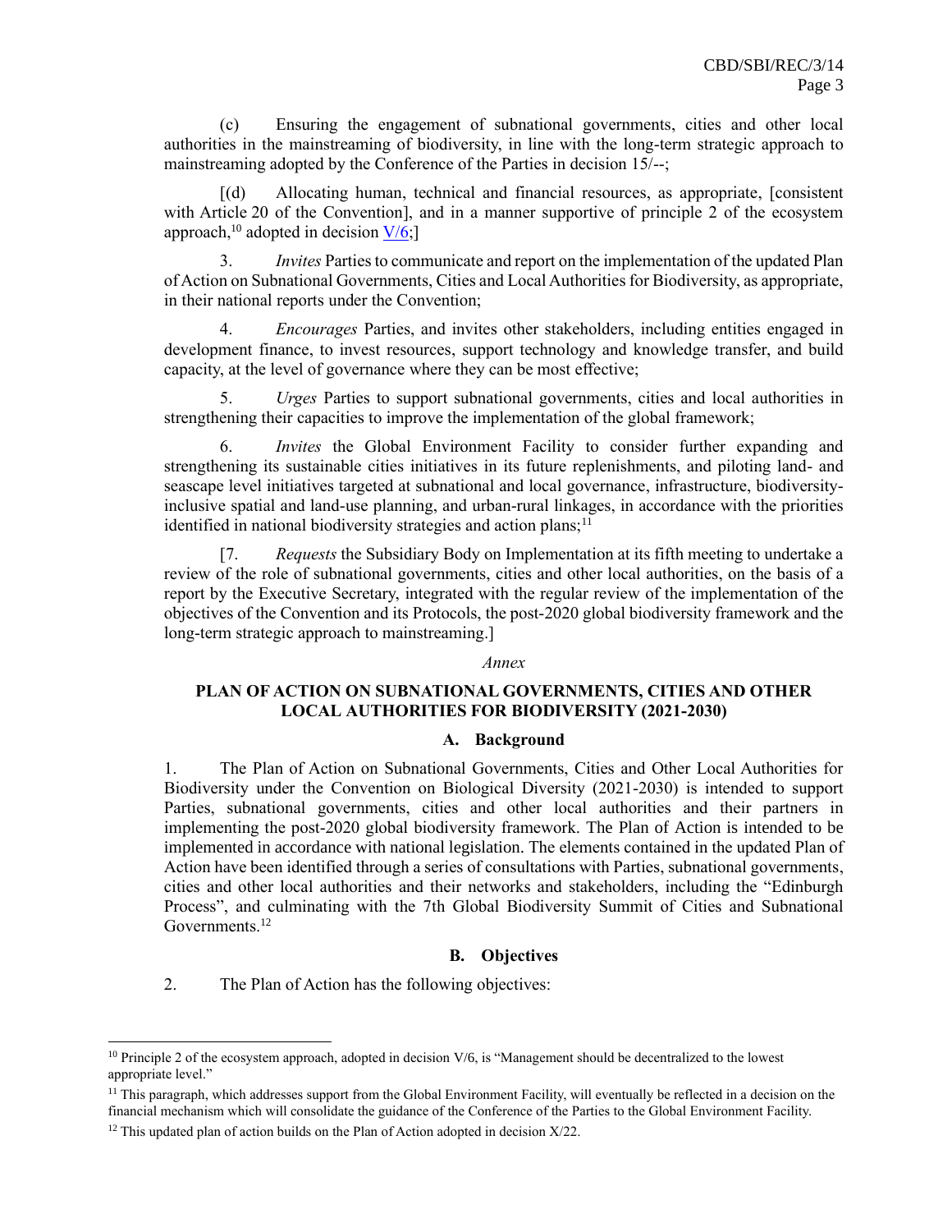(c) Ensuring the engagement of subnational governments, cities and other local authorities in the mainstreaming of biodiversity, in line with the long-term strategic approach to mainstreaming adopted by the Conference of the Parties in decision 15/--;

[(d) Allocating human, technical and financial resources, as appropriate, [consistent with Article 20 of the Convention], and in a manner supportive of principle 2 of the ecosystem approach,[10] adopted in decision V/6;]

3. *Invites* Parties to communicate and report on the implementation of the updated Plan of Action on Subnational Governments, Cities and Local Authorities for Biodiversity, as appropriate, in their national reports under the Convention;

4. *Encourages* Parties, and invites other stakeholders, including entities engaged in development finance, to invest resources, support technology and knowledge transfer, and build capacity, at the level of governance where they can be most effective;

5. *Urges* Parties to support subnational governments, cities and local authorities in strengthening their capacities to improve the implementation of the global framework;

6. *Invites* the Global Environment Facility to consider further expanding and strengthening its sustainable cities initiatives in its future replenishments, and piloting land- and seascape level initiatives targeted at subnational and local governance, infrastructure, biodiversity-inclusive spatial and land-use planning, and urban-rural linkages, in accordance with the priorities identified in national biodiversity strategies and action plans;[11]

[7. *Requests* the Subsidiary Body on Implementation at its fifth meeting to undertake a review of the role of subnational governments, cities and other local authorities, on the basis of a report by the Executive Secretary, integrated with the regular review of the implementation of the objectives of the Convention and its Protocols, the post-2020 global biodiversity framework and the long-term strategic approach to mainstreaming.]

*Annex*

## PLAN OF ACTION ON SUBNATIONAL GOVERNMENTS, CITIES AND OTHER LOCAL AUTHORITIES FOR BIODIVERSITY (2021-2030)

### A. Background

1. The Plan of Action on Subnational Governments, Cities and Other Local Authorities for Biodiversity under the Convention on Biological Diversity (2021-2030) is intended to support Parties, subnational governments, cities and other local authorities and their partners in implementing the post-2020 global biodiversity framework. The Plan of Action is intended to be implemented in accordance with national legislation. The elements contained in the updated Plan of Action have been identified through a series of consultations with Parties, subnational governments, cities and other local authorities and their networks and stakeholders, including the "Edinburgh Process", and culminating with the 7th Global Biodiversity Summit of Cities and Subnational Governments.[12]

### B. Objectives

2. The Plan of Action has the following objectives:

---

[10] Principle 2 of the ecosystem approach, adopted in decision V/6, is "Management should be decentralized to the lowest appropriate level."

[11] This paragraph, which addresses support from the Global Environment Facility, will eventually be reflected in a decision on the financial mechanism which will consolidate the guidance of the Conference of the Parties to the Global Environment Facility.

[12] This updated plan of action builds on the Plan of Action adopted in decision X/22.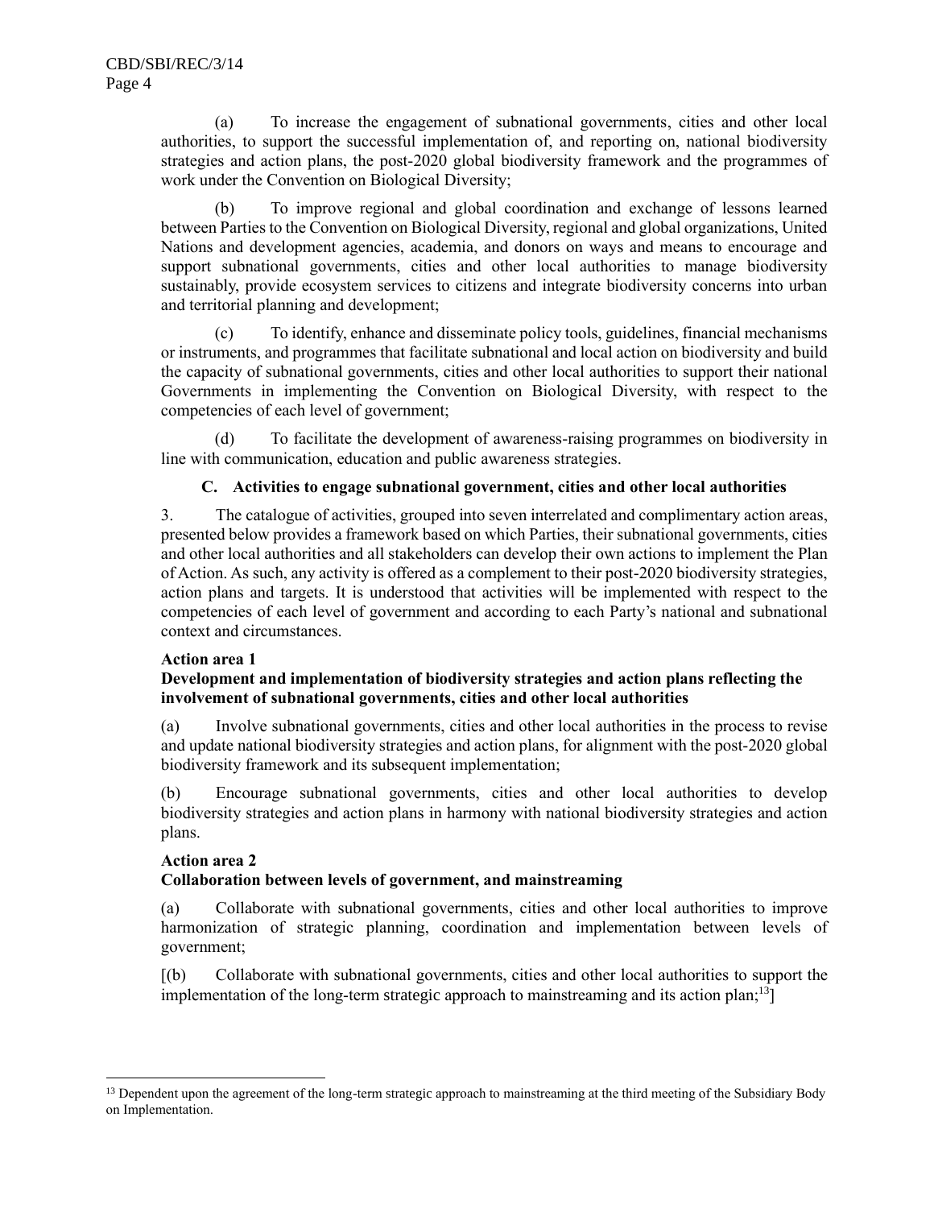(a) To increase the engagement of subnational governments, cities and other local authorities, to support the successful implementation of, and reporting on, national biodiversity strategies and action plans, the post-2020 global biodiversity framework and the programmes of work under the Convention on Biological Diversity;

(b) To improve regional and global coordination and exchange of lessons learned between Parties to the Convention on Biological Diversity, regional and global organizations, United Nations and development agencies, academia, and donors on ways and means to encourage and support subnational governments, cities and other local authorities to manage biodiversity sustainably, provide ecosystem services to citizens and integrate biodiversity concerns into urban and territorial planning and development;

(c) To identify, enhance and disseminate policy tools, guidelines, financial mechanisms or instruments, and programmes that facilitate subnational and local action on biodiversity and build the capacity of subnational governments, cities and other local authorities to support their national Governments in implementing the Convention on Biological Diversity, with respect to the competencies of each level of government;

(d) To facilitate the development of awareness-raising programmes on biodiversity in line with communication, education and public awareness strategies.

### C. Activities to engage subnational government, cities and other local authorities

3. The catalogue of activities, grouped into seven interrelated and complimentary action areas, presented below provides a framework based on which Parties, their subnational governments, cities and other local authorities and all stakeholders can develop their own actions to implement the Plan of Action. As such, any activity is offered as a complement to their post-2020 biodiversity strategies, action plans and targets. It is understood that activities will be implemented with respect to the competencies of each level of government and according to each Party's national and subnational context and circumstances.

**Action area 1**
**Development and implementation of biodiversity strategies and action plans reflecting the involvement of subnational governments, cities and other local authorities**

(a) Involve subnational governments, cities and other local authorities in the process to revise and update national biodiversity strategies and action plans, for alignment with the post-2020 global biodiversity framework and its subsequent implementation;

(b) Encourage subnational governments, cities and other local authorities to develop biodiversity strategies and action plans in harmony with national biodiversity strategies and action plans.

**Action area 2**
**Collaboration between levels of government, and mainstreaming**

(a) Collaborate with subnational governments, cities and other local authorities to improve harmonization of strategic planning, coordination and implementation between levels of government;

[(b) Collaborate with subnational governments, cities and other local authorities to support the implementation of the long-term strategic approach to mainstreaming and its action plan;[13]]

[13] Dependent upon the agreement of the long-term strategic approach to mainstreaming at the third meeting of the Subsidiary Body on Implementation.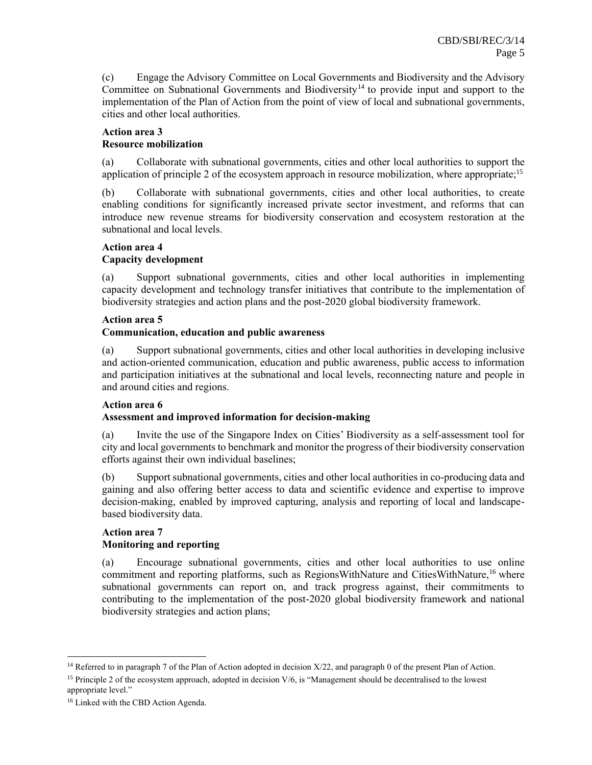(c) Engage the Advisory Committee on Local Governments and Biodiversity and the Advisory Committee on Subnational Governments and Biodiversity[14] to provide input and support to the implementation of the Plan of Action from the point of view of local and subnational governments, cities and other local authorities.

**Action area 3**
**Resource mobilization**

(a) Collaborate with subnational governments, cities and other local authorities to support the application of principle 2 of the ecosystem approach in resource mobilization, where appropriate;[15]

(b) Collaborate with subnational governments, cities and other local authorities, to create enabling conditions for significantly increased private sector investment, and reforms that can introduce new revenue streams for biodiversity conservation and ecosystem restoration at the subnational and local levels.

**Action area 4**
**Capacity development**

(a) Support subnational governments, cities and other local authorities in implementing capacity development and technology transfer initiatives that contribute to the implementation of biodiversity strategies and action plans and the post-2020 global biodiversity framework.

**Action area 5**
**Communication, education and public awareness**

(a) Support subnational governments, cities and other local authorities in developing inclusive and action-oriented communication, education and public awareness, public access to information and participation initiatives at the subnational and local levels, reconnecting nature and people in and around cities and regions.

**Action area 6**
**Assessment and improved information for decision-making**

(a) Invite the use of the Singapore Index on Cities' Biodiversity as a self-assessment tool for city and local governments to benchmark and monitor the progress of their biodiversity conservation efforts against their own individual baselines;

(b) Support subnational governments, cities and other local authorities in co-producing data and gaining and also offering better access to data and scientific evidence and expertise to improve decision-making, enabled by improved capturing, analysis and reporting of local and landscape-based biodiversity data.

**Action area 7**
**Monitoring and reporting**

(a) Encourage subnational governments, cities and other local authorities to use online commitment and reporting platforms, such as RegionsWithNature and CitiesWithNature,[16] where subnational governments can report on, and track progress against, their commitments to contributing to the implementation of the post-2020 global biodiversity framework and national biodiversity strategies and action plans;

---

[14] Referred to in paragraph 7 of the Plan of Action adopted in decision X/22, and paragraph 0 of the present Plan of Action.

[15] Principle 2 of the ecosystem approach, adopted in decision V/6, is "Management should be decentralised to the lowest appropriate level."

[16] Linked with the CBD Action Agenda.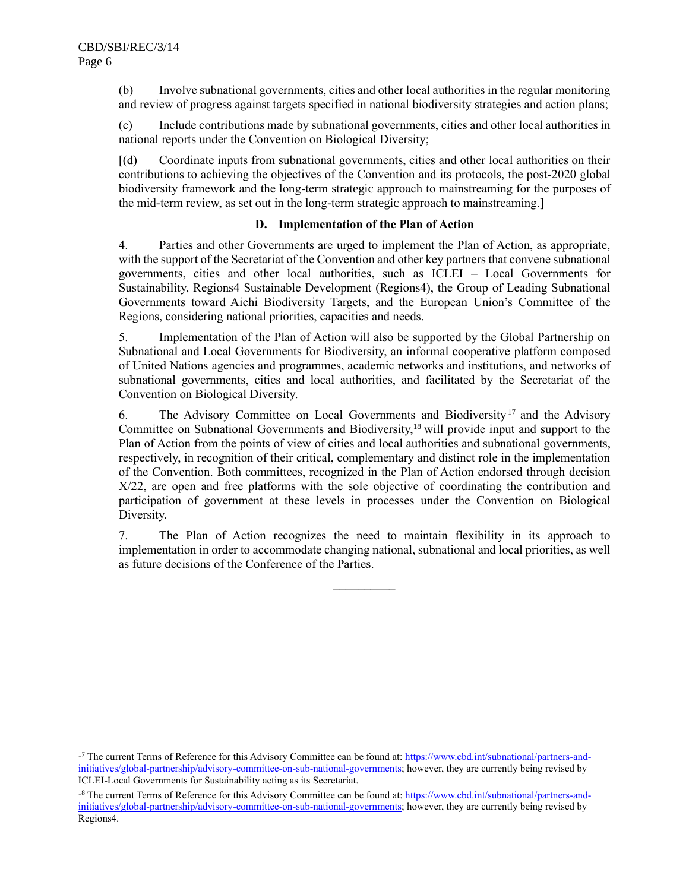(b) Involve subnational governments, cities and other local authorities in the regular monitoring and review of progress against targets specified in national biodiversity strategies and action plans;

(c) Include contributions made by subnational governments, cities and other local authorities in national reports under the Convention on Biological Diversity;

[(d) Coordinate inputs from subnational governments, cities and other local authorities on their contributions to achieving the objectives of the Convention and its protocols, the post-2020 global biodiversity framework and the long-term strategic approach to mainstreaming for the purposes of the mid-term review, as set out in the long-term strategic approach to mainstreaming.]

### D. Implementation of the Plan of Action

4. Parties and other Governments are urged to implement the Plan of Action, as appropriate, with the support of the Secretariat of the Convention and other key partners that convene subnational governments, cities and other local authorities, such as ICLEI – Local Governments for Sustainability, Regions4 Sustainable Development (Regions4), the Group of Leading Subnational Governments toward Aichi Biodiversity Targets, and the European Union's Committee of the Regions, considering national priorities, capacities and needs.

5. Implementation of the Plan of Action will also be supported by the Global Partnership on Subnational and Local Governments for Biodiversity, an informal cooperative platform composed of United Nations agencies and programmes, academic networks and institutions, and networks of subnational governments, cities and local authorities, and facilitated by the Secretariat of the Convention on Biological Diversity.

6. The Advisory Committee on Local Governments and Biodiversity[17] and the Advisory Committee on Subnational Governments and Biodiversity,[18] will provide input and support to the Plan of Action from the points of view of cities and local authorities and subnational governments, respectively, in recognition of their critical, complementary and distinct role in the implementation of the Convention. Both committees, recognized in the Plan of Action endorsed through decision X/22, are open and free platforms with the sole objective of coordinating the contribution and participation of government at these levels in processes under the Convention on Biological Diversity.

7. The Plan of Action recognizes the need to maintain flexibility in its approach to implementation in order to accommodate changing national, subnational and local priorities, as well as future decisions of the Conference of the Parties.

---

[17] The current Terms of Reference for this Advisory Committee can be found at: https://www.cbd.int/subnational/partners-and-initiatives/global-partnership/advisory-committee-on-sub-national-governments; however, they are currently being revised by ICLEI-Local Governments for Sustainability acting as its Secretariat.

[18] The current Terms of Reference for this Advisory Committee can be found at: https://www.cbd.int/subnational/partners-and-initiatives/global-partnership/advisory-committee-on-sub-national-governments; however, they are currently being revised by Regions4.